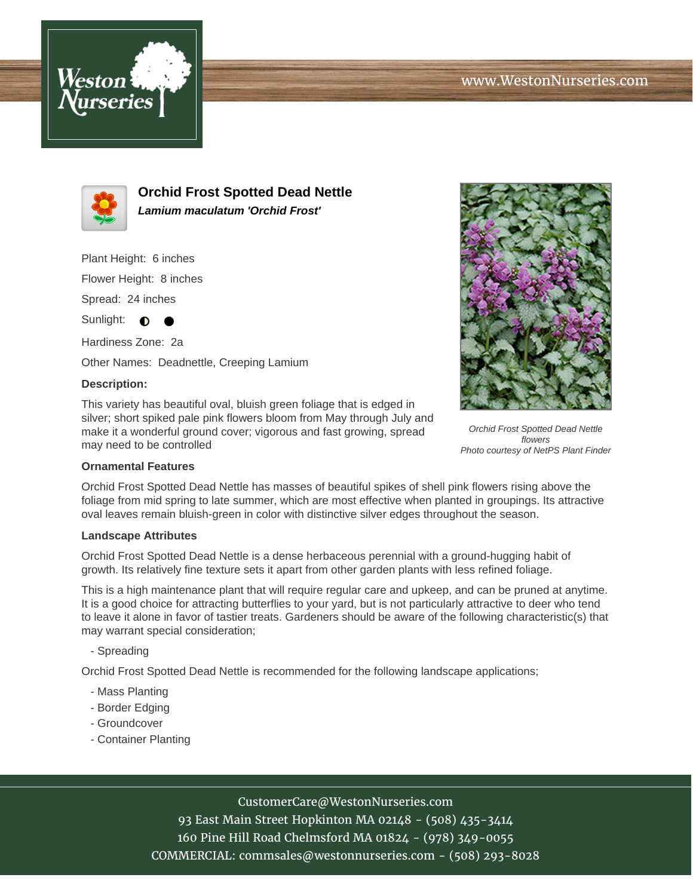Weston Nurseries

www.WestonNurseries.com

## Orchid Frost Spotted Dead Nettle

***Lamium maculatum 'Orchid Frost'***

Plant Height: 6 inches

Flower Height: 8 inches

Spread: 24 inches

Sunlight: ◐ ●

Hardiness Zone: 2a

Other Names: Deadnettle, Creeping Lamium

**Description:**

This variety has beautiful oval, bluish green foliage that is edged in silver; short spiked pale pink flowers bloom from May through July and make it a wonderful ground cover; vigorous and fast growing, spread may need to be controlled

*Orchid Frost Spotted Dead Nettle flowers*
*Photo courtesy of NetPS Plant Finder*

**Ornamental Features**

Orchid Frost Spotted Dead Nettle has masses of beautiful spikes of shell pink flowers rising above the foliage from mid spring to late summer, which are most effective when planted in groupings. Its attractive oval leaves remain bluish-green in color with distinctive silver edges throughout the season.

**Landscape Attributes**

Orchid Frost Spotted Dead Nettle is a dense herbaceous perennial with a ground-hugging habit of growth. Its relatively fine texture sets it apart from other garden plants with less refined foliage.

This is a high maintenance plant that will require regular care and upkeep, and can be pruned at anytime. It is a good choice for attracting butterflies to your yard, but is not particularly attractive to deer who tend to leave it alone in favor of tastier treats. Gardeners should be aware of the following characteristic(s) that may warrant special consideration;

- Spreading

Orchid Frost Spotted Dead Nettle is recommended for the following landscape applications;

- Mass Planting
- Border Edging
- Groundcover
- Container Planting

CustomerCare@WestonNurseries.com
93 East Main Street Hopkinton MA 02148 - (508) 435-3414
160 Pine Hill Road Chelmsford MA 01824 - (978) 349-0055
COMMERCIAL: commsales@westonnurseries.com - (508) 293-8028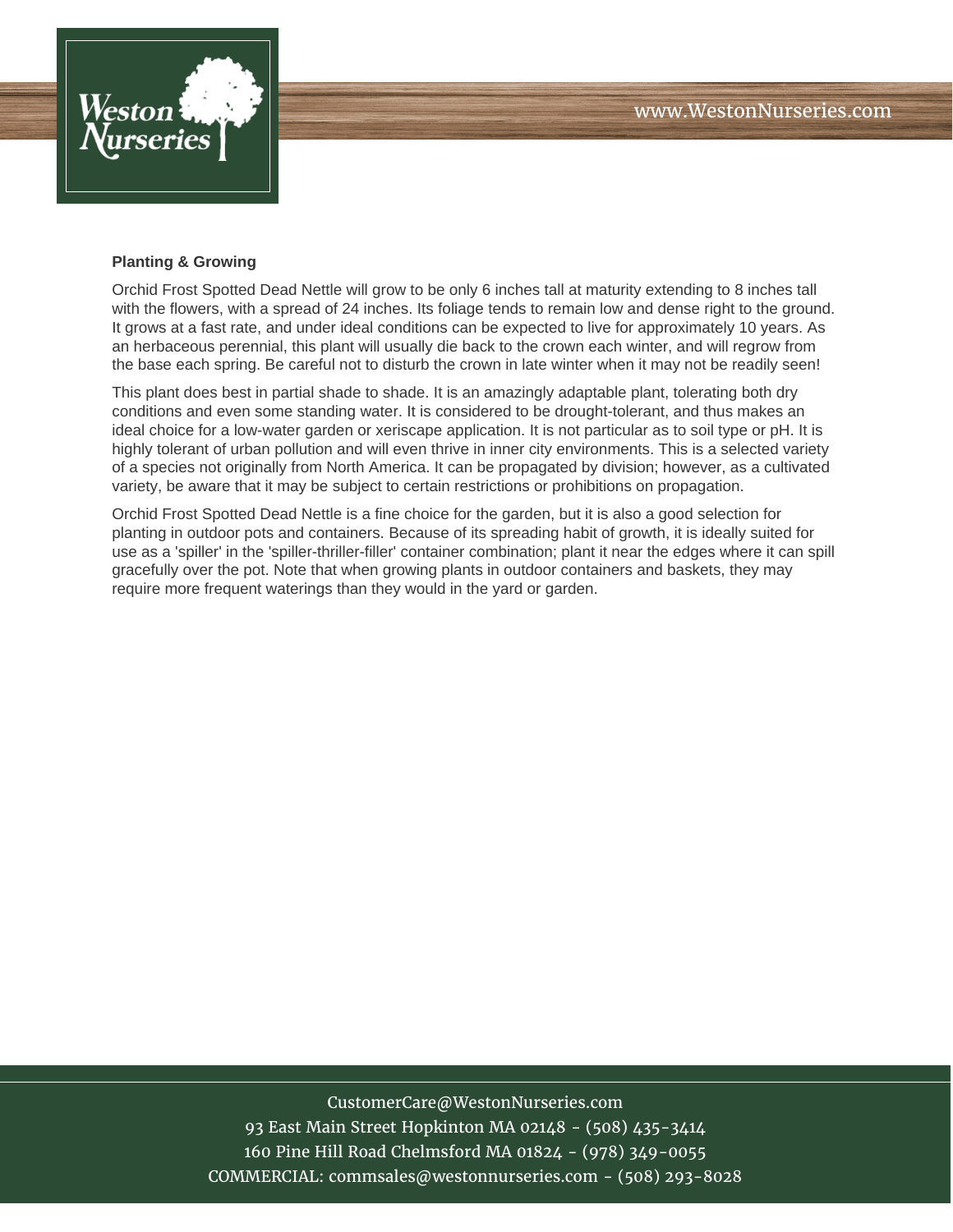**Planting & Growing**

Orchid Frost Spotted Dead Nettle will grow to be only 6 inches tall at maturity extending to 8 inches tall with the flowers, with a spread of 24 inches. Its foliage tends to remain low and dense right to the ground. It grows at a fast rate, and under ideal conditions can be expected to live for approximately 10 years. As an herbaceous perennial, this plant will usually die back to the crown each winter, and will regrow from the base each spring. Be careful not to disturb the crown in late winter when it may not be readily seen!

This plant does best in partial shade to shade. It is an amazingly adaptable plant, tolerating both dry conditions and even some standing water. It is considered to be drought-tolerant, and thus makes an ideal choice for a low-water garden or xeriscape application. It is not particular as to soil type or pH. It is highly tolerant of urban pollution and will even thrive in inner city environments. This is a selected variety of a species not originally from North America. It can be propagated by division; however, as a cultivated variety, be aware that it may be subject to certain restrictions or prohibitions on propagation.

Orchid Frost Spotted Dead Nettle is a fine choice for the garden, but it is also a good selection for planting in outdoor pots and containers. Because of its spreading habit of growth, it is ideally suited for use as a 'spiller' in the 'spiller-thriller-filler' container combination; plant it near the edges where it can spill gracefully over the pot. Note that when growing plants in outdoor containers and baskets, they may require more frequent waterings than they would in the yard or garden.